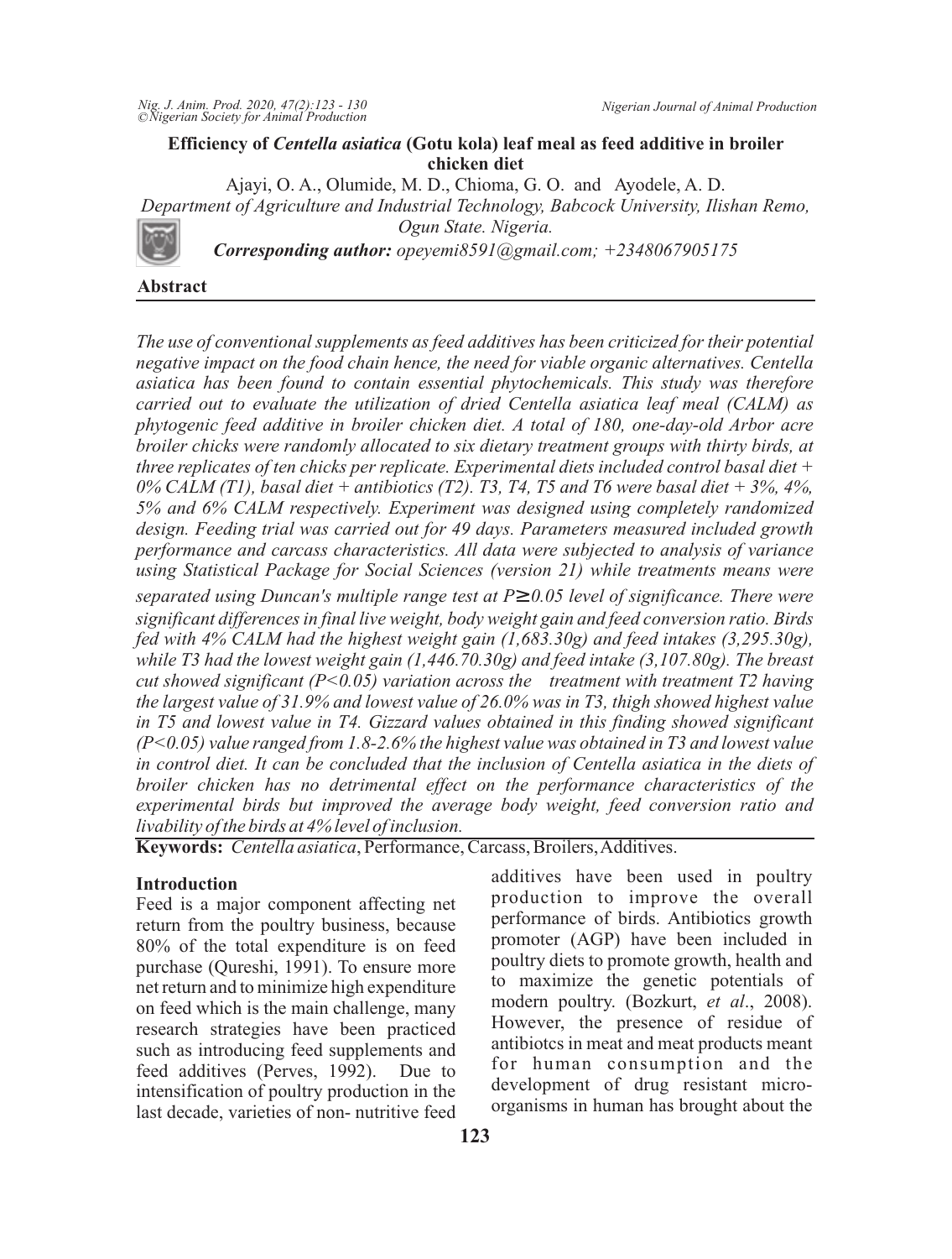# Efficiency of *Centella asiatica* (Gotu kola) leaf meal as feed additive in broiler chicken diet

Ajayi, O. A., Olumide, M. D., Chioma, G. O. and Ayodele, A. D.

*Department of Agriculture and Industrial Technology, Babcock University, Ilishan Remo, Ogun State. Nigeria.*

***Corresponding author:** opeyemi8591@gmail.com; +2348067905175*

## Abstract

*The use of conventional supplements as feed additives has been criticized for their potential negative impact on the food chain hence, the need for viable organic alternatives. Centella asiatica has been found to contain essential phytochemicals. This study was therefore carried out to evaluate the utilization of dried Centella asiatica leaf meal (CALM) as phytogenic feed additive in broiler chicken diet. A total of 180, one-day-old Arbor acre broiler chicks were randomly allocated to six dietary treatment groups with thirty birds, at three replicates of ten chicks per replicate. Experimental diets included control basal diet + 0% CALM (T1), basal diet + antibiotics (T2). T3, T4, T5 and T6 were basal diet + 3%, 4%, 5% and 6% CALM respectively. Experiment was designed using completely randomized design. Feeding trial was carried out for 49 days. Parameters measured included growth performance and carcass characteristics. All data were subjected to analysis of variance using Statistical Package for Social Sciences (version 21) while treatments means were separated using Duncan's multiple range test at $P \geq 0.05$ level of significance. There were significant differences in final live weight, body weight gain and feed conversion ratio. Birds fed with 4% CALM had the highest weight gain (1,683.30g) and feed intakes (3,295.30g), while T3 had the lowest weight gain (1,446.70.30g) and feed intake (3,107.80g). The breast cut showed significant ($P<0.05$) variation across the treatment with treatment T2 having the largest value of 31.9% and lowest value of 26.0% was in T3, thigh showed highest value in T5 and lowest value in T4. Gizzard values obtained in this finding showed significant ($P<0.05$) value ranged from 1.8-2.6% the highest value was obtained in T3 and lowest value in control diet. It can be concluded that the inclusion of Centella asiatica in the diets of broiler chicken has no detrimental effect on the performance characteristics of the experimental birds but improved the average body weight, feed conversion ratio and livability of the birds at 4% level of inclusion.*

**Keywords:** *Centella asiatica*, Performance, Carcass, Broilers, Additives.

## Introduction

Feed is a major component affecting net return from the poultry business, because 80% of the total expenditure is on feed purchase (Qureshi, 1991). To ensure more net return and to minimize high expenditure on feed which is the main challenge, many research strategies have been practiced such as introducing feed supplements and feed additives (Perves, 1992). Due to intensification of poultry production in the last decade, varieties of non- nutritive feed additives have been used in poultry production to improve the overall performance of birds. Antibiotics growth promoter (AGP) have been included in poultry diets to promote growth, health and to maximize the genetic potentials of modern poultry. (Bozkurt, *et al*., 2008). However, the presence of residue of antibiotcs in meat and meat products meant for human consumption and the development of drug resistant micro-organisms in human has brought about the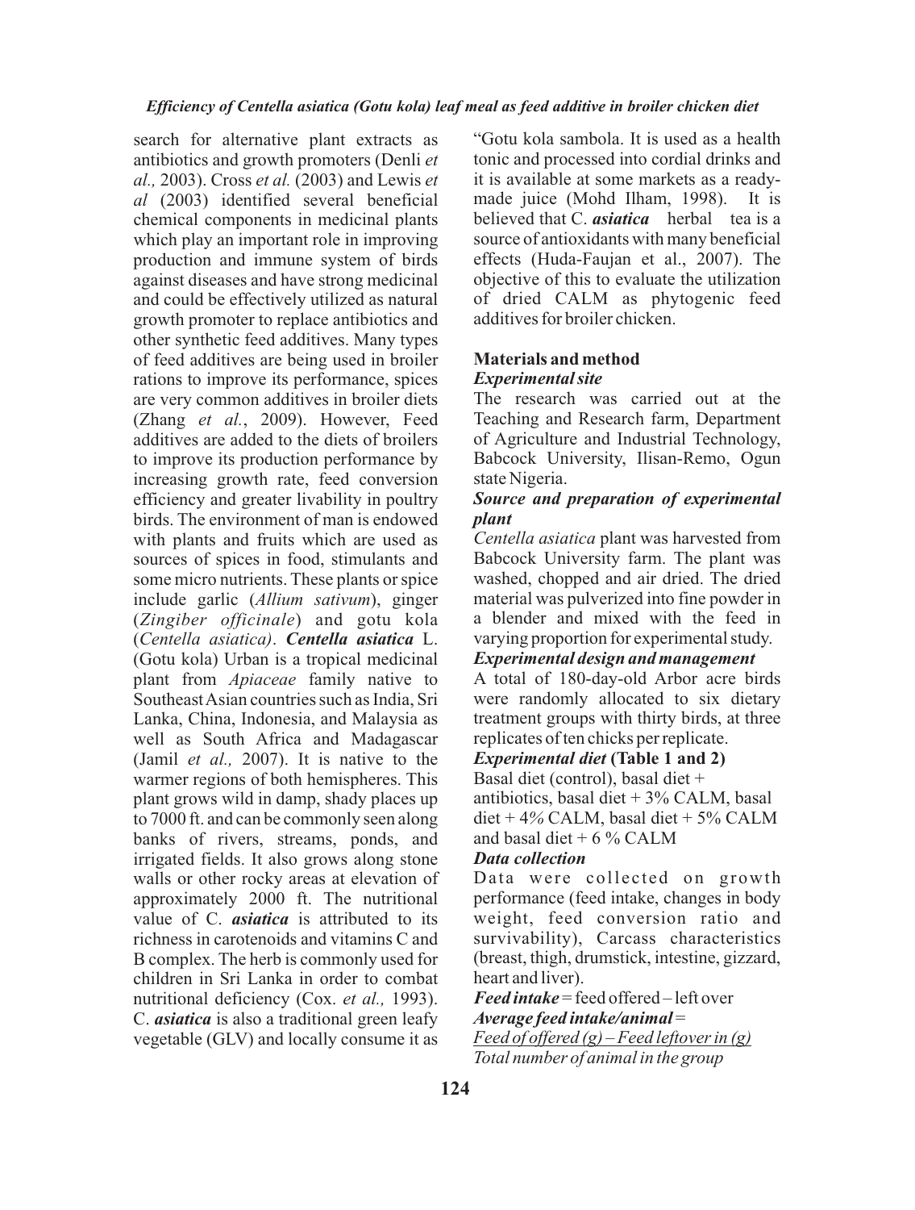search for alternative plant extracts as antibiotics and growth promoters (Denli *et al.,* 2003). Cross *et al.* (2003) and Lewis *et al* (2003) identified several beneficial chemical components in medicinal plants which play an important role in improving production and immune system of birds against diseases and have strong medicinal and could be effectively utilized as natural growth promoter to replace antibiotics and other synthetic feed additives. Many types of feed additives are being used in broiler rations to improve its performance, spices are very common additives in broiler diets (Zhang *et al.*, 2009). However, Feed additives are added to the diets of broilers to improve its production performance by increasing growth rate, feed conversion efficiency and greater livability in poultry birds. The environment of man is endowed with plants and fruits which are used as sources of spices in food, stimulants and some micro nutrients. These plants or spice include garlic (*Allium sativum*), ginger (*Zingiber officinale*) and gotu kola (*Centella asiatica)*. ***Centella asiatica*** L. (Gotu kola) Urban is a tropical medicinal plant from *Apiaceae* family native to Southeast Asian countries such as India, Sri Lanka, China, Indonesia, and Malaysia as well as South Africa and Madagascar (Jamil *et al.,* 2007). It is native to the warmer regions of both hemispheres. This plant grows wild in damp, shady places up to 7000 ft. and can be commonly seen along banks of rivers, streams, ponds, and irrigated fields. It also grows along stone walls or other rocky areas at elevation of approximately 2000 ft. The nutritional value of C. ***asiatica*** is attributed to its richness in carotenoids and vitamins C and B complex. The herb is commonly used for children in Sri Lanka in order to combat nutritional deficiency (Cox. *et al.,* 1993). C. ***asiatica*** is also a traditional green leafy vegetable (GLV) and locally consume it as "Gotu kola sambola. It is used as a health tonic and processed into cordial drinks and it is available at some markets as a ready-made juice (Mohd Ilham, 1998). It is believed that C. ***asiatica*** herbal tea is a source of antioxidants with many beneficial effects (Huda-Faujan et al., 2007). The objective of this to evaluate the utilization of dried CALM as phytogenic feed additives for broiler chicken.

## Materials and method

### *Experimental site*

The research was carried out at the Teaching and Research farm, Department of Agriculture and Industrial Technology, Babcock University, Ilisan-Remo, Ogun state Nigeria.

### *Source and preparation of experimental plant*

*Centella asiatica* plant was harvested from Babcock University farm. The plant was washed, chopped and air dried. The dried material was pulverized into fine powder in a blender and mixed with the feed in varying proportion for experimental study.

### *Experimental design and management*

A total of 180-day-old Arbor acre birds were randomly allocated to six dietary treatment groups with thirty birds, at three replicates of ten chicks per replicate.

### *Experimental diet* (Table 1 and 2)

Basal diet (control), basal diet + antibiotics, basal diet + 3% CALM, basal diet + 4% CALM, basal diet + 5% CALM and basal diet + 6 % CALM

### *Data collection*

Data were collected on growth performance (feed intake, changes in body weight, feed conversion ratio and survivability), Carcass characteristics (breast, thigh, drumstick, intestine, gizzard, heart and liver).

***Feed intake*** = feed offered – left over

***Average feed intake/animal*** =

$$\frac{\textit{Feed of offered (g) – Feed leftover in (g)}}{\textit{Total number of animal in the group}}$$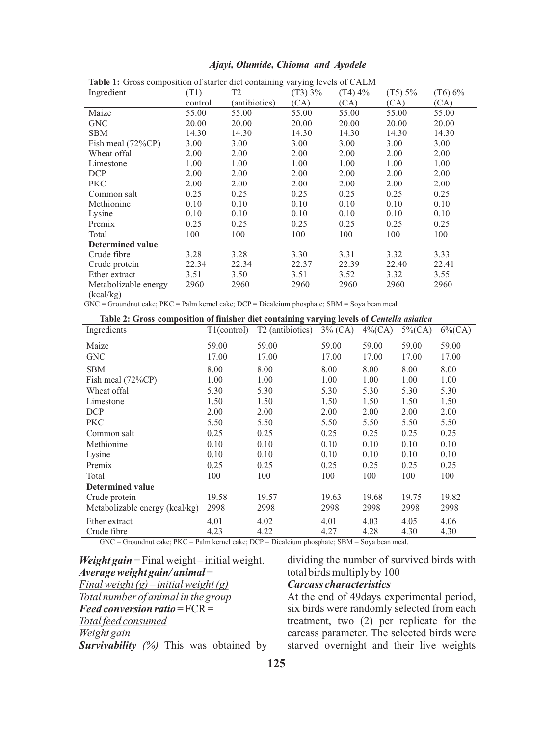**Table 1:** Gross composition of starter diet containing varying levels of CALM

| Ingredient | (T1) control | T2 (antibiotics) | (T3) 3% (CA) | (T4) 4% (CA) | (T5) 5% (CA) | (T6) 6% (CA) |
|---|---|---|---|---|---|---|
| Maize | 55.00 | 55.00 | 55.00 | 55.00 | 55.00 | 55.00 |
| GNC | 20.00 | 20.00 | 20.00 | 20.00 | 20.00 | 20.00 |
| SBM | 14.30 | 14.30 | 14.30 | 14.30 | 14.30 | 14.30 |
| Fish meal (72%CP) | 3.00 | 3.00 | 3.00 | 3.00 | 3.00 | 3.00 |
| Wheat offal | 2.00 | 2.00 | 2.00 | 2.00 | 2.00 | 2.00 |
| Limestone | 1.00 | 1.00 | 1.00 | 1.00 | 1.00 | 1.00 |
| DCP | 2.00 | 2.00 | 2.00 | 2.00 | 2.00 | 2.00 |
| PKC | 2.00 | 2.00 | 2.00 | 2.00 | 2.00 | 2.00 |
| Common salt | 0.25 | 0.25 | 0.25 | 0.25 | 0.25 | 0.25 |
| Methionine | 0.10 | 0.10 | 0.10 | 0.10 | 0.10 | 0.10 |
| Lysine | 0.10 | 0.10 | 0.10 | 0.10 | 0.10 | 0.10 |
| Premix | 0.25 | 0.25 | 0.25 | 0.25 | 0.25 | 0.25 |
| Total | 100 | 100 | 100 | 100 | 100 | 100 |
| **Determined value** | | | | | | |
| Crude fibre | 3.28 | 3.28 | 3.30 | 3.31 | 3.32 | 3.33 |
| Crude protein | 22.34 | 22.34 | 22.37 | 22.39 | 22.40 | 22.41 |
| Ether extract | 3.51 | 3.50 | 3.51 | 3.52 | 3.32 | 3.55 |
| Metabolizable energy (kcal/kg) | 2960 | 2960 | 2960 | 2960 | 2960 | 2960 |

GNC = Groundnut cake; PKC = Palm kernel cake; DCP = Dicalcium phosphate; SBM = Soya bean meal.

**Table 2: Gross composition of finisher diet containing varying levels of *Centella asiatica***

| Ingredients | T1(control) | T2 (antibiotics) | 3% (CA) | 4%(CA) | 5%(CA) | 6%(CA) |
|---|---|---|---|---|---|---|
| Maize | 59.00 | 59.00 | 59.00 | 59.00 | 59.00 | 59.00 |
| GNC | 17.00 | 17.00 | 17.00 | 17.00 | 17.00 | 17.00 |
| SBM | 8.00 | 8.00 | 8.00 | 8.00 | 8.00 | 8.00 |
| Fish meal (72%CP) | 1.00 | 1.00 | 1.00 | 1.00 | 1.00 | 1.00 |
| Wheat offal | 5.30 | 5.30 | 5.30 | 5.30 | 5.30 | 5.30 |
| Limestone | 1.50 | 1.50 | 1.50 | 1.50 | 1.50 | 1.50 |
| DCP | 2.00 | 2.00 | 2.00 | 2.00 | 2.00 | 2.00 |
| PKC | 5.50 | 5.50 | 5.50 | 5.50 | 5.50 | 5.50 |
| Common salt | 0.25 | 0.25 | 0.25 | 0.25 | 0.25 | 0.25 |
| Methionine | 0.10 | 0.10 | 0.10 | 0.10 | 0.10 | 0.10 |
| Lysine | 0.10 | 0.10 | 0.10 | 0.10 | 0.10 | 0.10 |
| Premix | 0.25 | 0.25 | 0.25 | 0.25 | 0.25 | 0.25 |
| Total | 100 | 100 | 100 | 100 | 100 | 100 |
| **Determined value** | | | | | | |
| Crude protein | 19.58 | 19.57 | 19.63 | 19.68 | 19.75 | 19.82 |
| Metabolizable energy (kcal/kg) | 2998 | 2998 | 2998 | 2998 | 2998 | 2998 |
| Ether extract | 4.01 | 4.02 | 4.01 | 4.03 | 4.05 | 4.06 |
| Crude fibre | 4.23 | 4.22 | 4.27 | 4.28 | 4.30 | 4.30 |

GNC = Groundnut cake; PKC = Palm kernel cake; DCP = Dicalcium phosphate; SBM = Soya bean meal.

***Weight gain*** = Final weight – initial weight.

***Average weight gain/ animal*** =

$$\frac{\text{Final weight (g)} - \text{initial weight (g)}}{\text{Total number of animal in the group}}$$

***Feed conversion ratio*** = FCR =

$$\frac{\text{Total feed consumed}}{\text{Weight gain}}$$

***Survivability** (%)* This was obtained by dividing the number of survived birds with total birds multiply by 100

***Carcass characteristics***

At the end of 49days experimental period, six birds were randomly selected from each treatment, two (2) per replicate for the carcass parameter. The selected birds were starved overnight and their live weights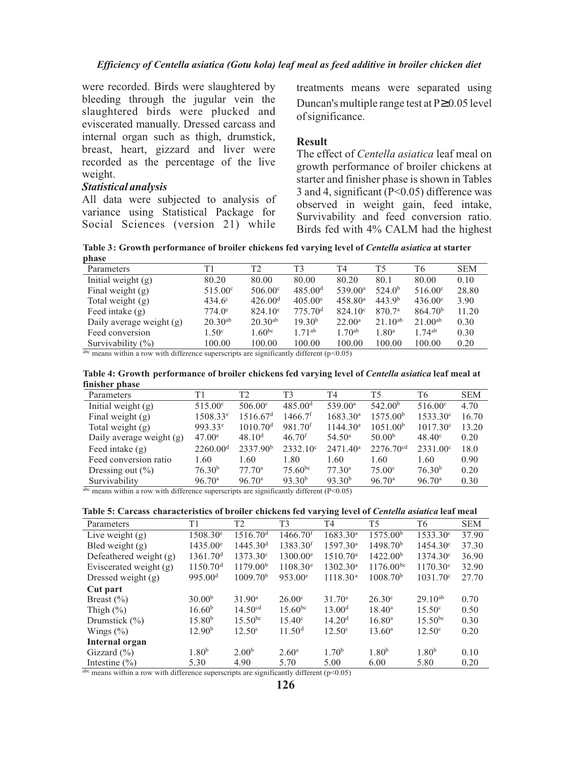were recorded. Birds were slaughtered by bleeding through the jugular vein the slaughtered birds were plucked and eviscerated manually. Dressed carcass and internal organ such as thigh, drumstick, breast, heart, gizzard and liver were recorded as the percentage of the live weight.

### *Statistical analysis*

All data were subjected to analysis of variance using Statistical Package for Social Sciences (version 21) while treatments means were separated using Duncan's multiple range test at $P \geq 0.05$ level of significance.

### Result

The effect of *Centella asiatica* leaf meal on growth performance of broiler chickens at starter and finisher phase is shown in Tables 3 and 4, significant ($P<0.05$) difference was observed in weight gain, feed intake, Survivability and feed conversion ratio. Birds fed with 4% CALM had the highest

**Table 3: Growth performance of broiler chickens fed varying level of *Centella asiatica* at starter phase**

| Parameters | T1 | T2 | T3 | T4 | T5 | T6 | SEM |
|---|---|---|---|---|---|---|---|
| Initial weight (g) | 80.20 | 80.00 | 80.00 | 80.20 | 80.1 | 80.00 | 0.10 |
| Final weight (g) | 515.00[c] | 506.00[c] | 485.00[d] | 539.00[a] | 524.0[b] | 516.00[c] | 28.80 |
| Total weight (g) | 434.6[c] | 426.00[d] | 405.00[e] | 458.80[a] | 443.9[b] | 436.00[c] | 3.90 |
| Feed intake (g) | 774.0[e] | 824.10[c] | 775.70[d] | 824.10[c] | 870.7[a] | 864.70[b] | 11.20 |
| Daily average weight (g) | 20.30[ab] | 20.30[ab] | 19.30[b] | 22.00[a] | 21.10[ab] | 21.00[ab] | 0.30 |
| Feed conversion | 1.50[c] | 1.60[bc] | 1.71[ab] | 1.70[ab] | 1.80[a] | 1.74[ab] | 0.30 |
| Survivability (%) | 100.00 | 100.00 | 100.00 | 100.00 | 100.00 | 100.00 | 0.20 |

[abc] means within a row with difference superscripts are significantly different (p<0.05)

**Table 4: Growth performance of broiler chickens fed varying level of *Centella asiatica* leaf meal at finisher phase**

| Parameters | T1 | T2 | T3 | T4 | T5 | T6 | SEM |
|---|---|---|---|---|---|---|---|
| Initial weight (g) | 515.00[c] | 506.00[c] | 485.00[d] | 539.00[a] | 542.00[b] | 516.00[c] | 4.70 |
| Final weight (g) | 1508.33[e] | 1516.67[d] | 1466.7[f] | 1683.30[a] | 1575.00[b] | 1533.30[c] | 16.70 |
| Total weight (g) | 993.33[e] | 1010.70[d] | 981.70[f] | 1144.30[a] | 1051.00[b] | 1017.30[c] | 13.20 |
| Daily average weight (g) | 47.00[e] | 48.10[d] | 46.70[f] | 54.50[a] | 50.00[b] | 48.40[c] | 0.20 |
| Feed intake (g) | 2260.00[d] | 2337.90[b] | 2332.10[c] | 2471.40[a] | 2276.70[cd] | 2331.00[c] | 18.0 |
| Feed conversion ratio | 1.60 | 1.60 | 1.80 | 1.60 | 1.60 | 1.60 | 0.90 |
| Dressing out (%) | 76.30[b] | 77.70[a] | 75.60[bc] | 77.30[a] | 75.00[c] | 76.30[b] | 0.20 |
| Survivability | 96.70[a] | 96.70[a] | 93.30[b] | 93.30[b] | 96.70[a] | 96.70[a] | 0.30 |

[abc] means within a row with difference superscripts are significantly different (P<0.05)

**Table 5: Carcass characteristics of broiler chickens fed varying level of *Centella asiatica* leaf meal**

| Parameters | T1 | T2 | T3 | T4 | T5 | T6 | SEM |
|---|---|---|---|---|---|---|---|
| Live weight (g) | 1508.30[e] | 1516.70[d] | 1466.70[f] | 1683.30[a] | 1575.00[b] | 1533.30[c] | 37.90 |
| Bled weight (g) | 1435.00[e] | 1445.30[d] | 1383.30[f] | 1597.30[a] | 1498.70[b] | 1454.30[c] | 37.30 |
| Defeathered weight (g) | 1361.70[d] | 1373.30[c] | 1300.00[e] | 1510.70[a] | 1422.00[b] | 1374.30[c] | 36.90 |
| Eviscerated weight (g) | 1150.70[d] | 1179.00[b] | 1108.30[e] | 1302.30[a] | 1176.00[bc] | 1170.30[c] | 32.90 |
| Dressed weight (g) | 995.00[d] | 1009.70[b] | 953.00[e] | 1118.30[a] | 1008.70[b] | 1031.70[c] | 27.70 |
| **Cut part** | | | | | | | |
| Breast (%) | 30.00[b] | 31.90[a] | 26.00[c] | 31.70[a] | 26.30[c] | 29.10[ab] | 0.70 |
| Thigh (%) | 16.60[b] | 14.50[cd] | 15.60[bc] | 13.00[d] | 18.40[a] | 15.50[c] | 0.50 |
| Drumstick (%) | 15.80[b] | 15.50[bc] | 15.40[c] | 14.20[d] | 16.80[a] | 15.50[bc] | 0.30 |
| Wings (%) | 12.90[b] | 12.50[c] | 11.50[d] | 12.50[c] | 13.60[a] | 12.50[c] | 0.20 |
| **Internal organ** | | | | | | | |
| Gizzard (%) | 1.80[b] | 2.00[b] | 2.60[a] | 1.70[b] | 1.80[b] | 1.80[b] | 0.10 |
| Intestine (%) | 5.30 | 4.90 | 5.70 | 5.00 | 6.00 | 5.80 | 0.20 |

[abc] means within a row with difference superscripts are significantly different (p<0.05)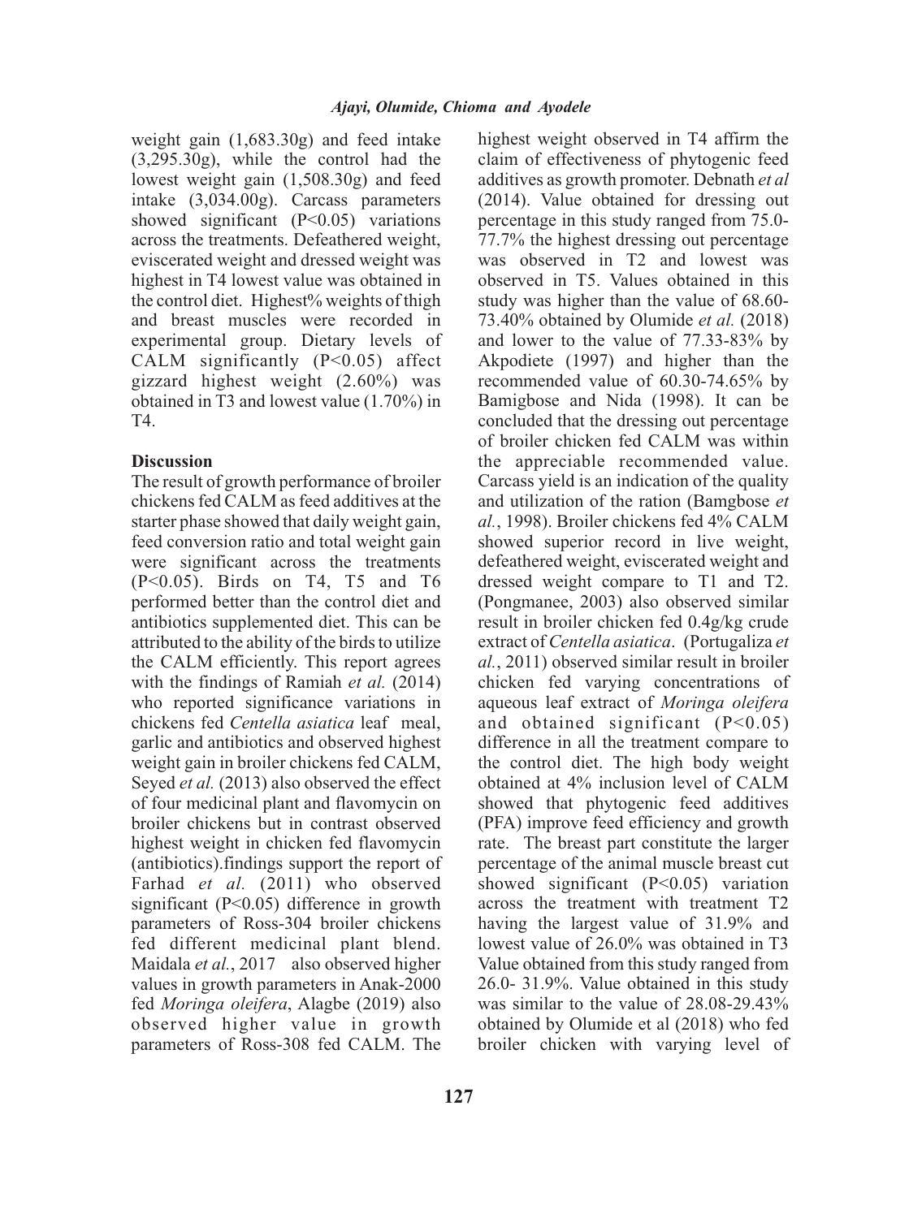weight gain (1,683.30g) and feed intake (3,295.30g), while the control had the lowest weight gain (1,508.30g) and feed intake (3,034.00g). Carcass parameters showed significant ($P<0.05$) variations across the treatments. Defeathered weight, eviscerated weight and dressed weight was highest in T4 lowest value was obtained in the control diet. Highest% weights of thigh and breast muscles were recorded in experimental group. Dietary levels of CALM significantly ($P<0.05$) affect gizzard highest weight (2.60%) was obtained in T3 and lowest value (1.70%) in T4.

**Discussion**

The result of growth performance of broiler chickens fed CALM as feed additives at the starter phase showed that daily weight gain, feed conversion ratio and total weight gain were significant across the treatments ($P<0.05$). Birds on T4, T5 and T6 performed better than the control diet and antibiotics supplemented diet. This can be attributed to the ability of the birds to utilize the CALM efficiently. This report agrees with the findings of Ramiah *et al.* (2014) who reported significance variations in chickens fed *Centella asiatica* leaf meal, garlic and antibiotics and observed highest weight gain in broiler chickens fed CALM, Seyed *et al.* (2013) also observed the effect of four medicinal plant and flavomycin on broiler chickens but in contrast observed highest weight in chicken fed flavomycin (antibiotics).findings support the report of Farhad *et al.* (2011) who observed significant ($P<0.05$) difference in growth parameters of Ross-304 broiler chickens fed different medicinal plant blend. Maidala *et al.*, 2017 also observed higher values in growth parameters in Anak-2000 fed *Moringa oleifera*, Alagbe (2019) also observed higher value in growth parameters of Ross-308 fed CALM. The highest weight observed in T4 affirm the claim of effectiveness of phytogenic feed additives as growth promoter. Debnath *et al* (2014). Value obtained for dressing out percentage in this study ranged from 75.0-77.7% the highest dressing out percentage was observed in T2 and lowest was observed in T5. Values obtained in this study was higher than the value of 68.60-73.40% obtained by Olumide *et al.* (2018) and lower to the value of 77.33-83% by Akpodiete (1997) and higher than the recommended value of 60.30-74.65% by Bamigbose and Nida (1998). It can be concluded that the dressing out percentage of broiler chicken fed CALM was within the appreciable recommended value. Carcass yield is an indication of the quality and utilization of the ration (Bamgbose *et al.*, 1998). Broiler chickens fed 4% CALM showed superior record in live weight, defeathered weight, eviscerated weight and dressed weight compare to T1 and T2. (Pongmanee, 2003) also observed similar result in broiler chicken fed 0.4g/kg crude extract of *Centella asiatica*. (Portugaliza *et al.*, 2011) observed similar result in broiler chicken fed varying concentrations of aqueous leaf extract of *Moringa oleifera* and obtained significant ($P<0.05$) difference in all the treatment compare to the control diet. The high body weight obtained at 4% inclusion level of CALM showed that phytogenic feed additives (PFA) improve feed efficiency and growth rate. The breast part constitute the larger percentage of the animal muscle breast cut showed significant ($P<0.05$) variation across the treatment with treatment T2 having the largest value of 31.9% and lowest value of 26.0% was obtained in T3 Value obtained from this study ranged from 26.0- 31.9%. Value obtained in this study was similar to the value of 28.08-29.43% obtained by Olumide et al (2018) who fed broiler chicken with varying level of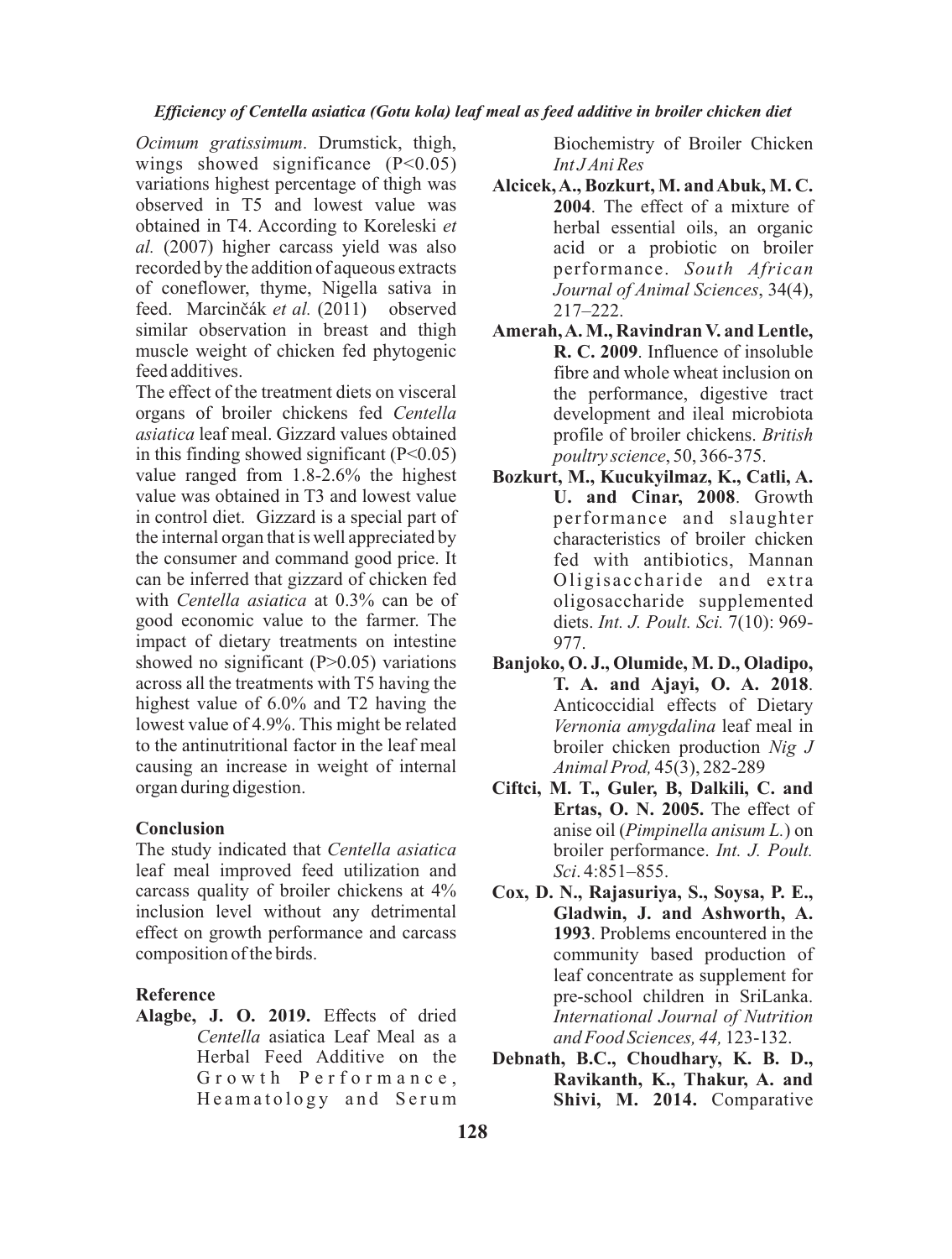*Ocimum gratissimum*. Drumstick, thigh, wings showed significance ($P<0.05$) variations highest percentage of thigh was observed in T5 and lowest value was obtained in T4. According to Koreleski *et al.* (2007) higher carcass yield was also recorded by the addition of aqueous extracts of coneflower, thyme, Nigella sativa in feed. Marcinčák *et al.* (2011) observed similar observation in breast and thigh muscle weight of chicken fed phytogenic feed additives.

The effect of the treatment diets on visceral organs of broiler chickens fed *Centella asiatica* leaf meal. Gizzard values obtained in this finding showed significant ($P<0.05$) value ranged from 1.8-2.6% the highest value was obtained in T3 and lowest value in control diet. Gizzard is a special part of the internal organ that is well appreciated by the consumer and command good price. It can be inferred that gizzard of chicken fed with *Centella asiatica* at 0.3% can be of good economic value to the farmer. The impact of dietary treatments on intestine showed no significant ($P>0.05$) variations across all the treatments with T5 having the highest value of 6.0% and T2 having the lowest value of 4.9%. This might be related to the antinutritional factor in the leaf meal causing an increase in weight of internal organ during digestion.

## Conclusion

The study indicated that *Centella asiatica* leaf meal improved feed utilization and carcass quality of broiler chickens at 4% inclusion level without any detrimental effect on growth performance and carcass composition of the birds.

## Reference

**Alagbe, J. O. 2019.** Effects of dried *Centella* asiatica Leaf Meal as a Herbal Feed Additive on the Growth Performance, Heamatology and Serum Biochemistry of Broiler Chicken *Int J Ani Res*

**Alcicek, A., Bozkurt, M. and Abuk, M. C. 2004**. The effect of a mixture of herbal essential oils, an organic acid or a probiotic on broiler performance. *South African Journal of Animal Sciences*, 34(4), 217–222.

**Amerah, A. M., Ravindran V. and Lentle, R. C. 2009**. Influence of insoluble fibre and whole wheat inclusion on the performance, digestive tract development and ileal microbiota profile of broiler chickens. *British poultry science*, 50, 366-375.

**Bozkurt, M., Kucukyilmaz, K., Catli, A. U. and Cinar, 2008**. Growth performance and slaughter characteristics of broiler chicken fed with antibiotics, Mannan Oligisaccharide and extra oligosaccharide supplemented diets. *Int. J. Poult. Sci.* 7(10): 969-977.

**Banjoko, O. J., Olumide, M. D., Oladipo, T. A. and Ajayi, O. A. 2018**. Anticoccidial effects of Dietary *Vernonia amygdalina* leaf meal in broiler chicken production *Nig J Animal Prod,* 45(3), 282-289

**Ciftci, M. T., Guler, B, Dalkili, C. and Ertas, O. N. 2005.** The effect of anise oil (*Pimpinella anisum L.*) on broiler performance. *Int. J. Poult. Sci*. 4:851–855.

**Cox, D. N., Rajasuriya, S., Soysa, P. E., Gladwin, J. and Ashworth, A. 1993**. Problems encountered in the community based production of leaf concentrate as supplement for pre-school children in SriLanka. *International Journal of Nutrition and Food Sciences, 44,* 123-132.

**Debnath, B.C., Choudhary, K. B. D., Ravikanth, K., Thakur, A. and Shivi, M. 2014.** Comparative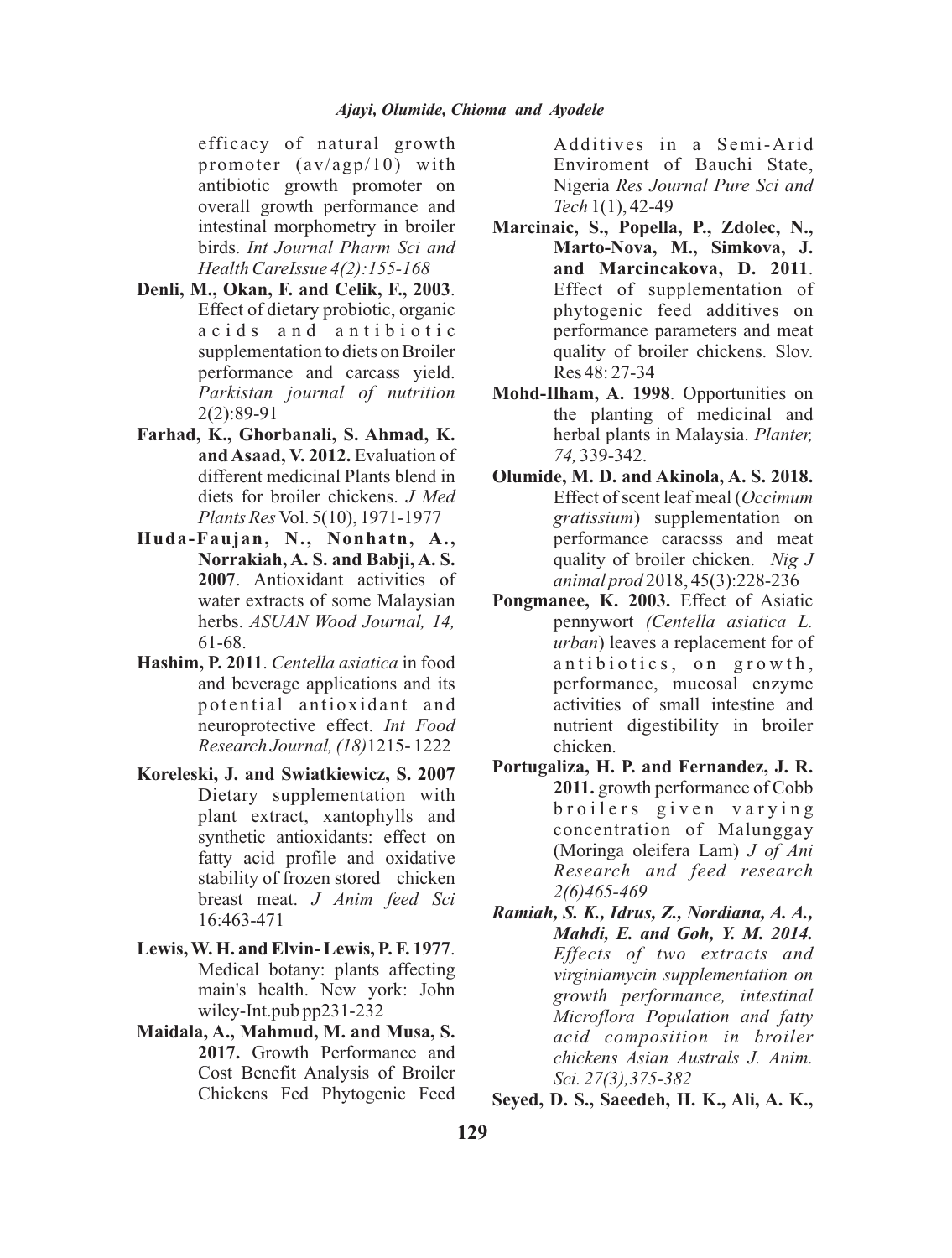efficacy of natural growth promoter (av/agp/10) with antibiotic growth promoter on overall growth performance and intestinal morphometry in broiler birds. *Int Journal Pharm Sci and Health CareIssue 4(2):155-168*

**Denli, M., Okan, F. and Celik, F., 2003**. Effect of dietary probiotic, organic acids and antibiotic supplementation to diets on Broiler performance and carcass yield. *Parkistan journal of nutrition* 2(2):89-91

**Farhad, K., Ghorbanali, S. Ahmad, K. and Asaad, V. 2012.** Evaluation of different medicinal Plants blend in diets for broiler chickens. *J Med Plants Res* Vol. 5(10), 1971-1977

**Huda-Faujan, N., Nonhatn, A., Norrakiah, A. S. and Babji, A. S. 2007**. Antioxidant activities of water extracts of some Malaysian herbs. *ASUAN Wood Journal, 14,* 61-68.

**Hashim, P. 2011**. *Centella asiatica* in food and beverage applications and its potential antioxidant and neuroprotective effect. *Int Food Research Journal, (18)*1215- 1222

**Koreleski, J. and Swiatkiewicz, S. 2007** Dietary supplementation with plant extract, xantophylls and synthetic antioxidants: effect on fatty acid profile and oxidative stability of frozen stored chicken breast meat. *J Anim feed Sci* 16:463-471

**Lewis, W. H. and Elvin- Lewis, P. F. 1977**. Medical botany: plants affecting main's health. New york: John wiley-Int.pub pp231-232

**Maidala, A., Mahmud, M. and Musa, S. 2017.** Growth Performance and Cost Benefit Analysis of Broiler Chickens Fed Phytogenic Feed Additives in a Semi-Arid Enviroment of Bauchi State, Nigeria *Res Journal Pure Sci and Tech* 1(1), 42-49

**Marcinaic, S., Popella, P., Zdolec, N., Marto-Nova, M., Simkova, J. and Marcincakova, D. 2011**. Effect of supplementation of phytogenic feed additives on performance parameters and meat quality of broiler chickens. Slov. Res 48: 27-34

**Mohd-Ilham, A. 1998**. Opportunities on the planting of medicinal and herbal plants in Malaysia. *Planter, 74,* 339-342.

**Olumide, M. D. and Akinola, A. S. 2018.** Effect of scent leaf meal (*Occimum gratissium*) supplementation on performance caracsss and meat quality of broiler chicken. *Nig J animal prod* 2018, 45(3):228-236

**Pongmanee, K. 2003.** Effect of Asiatic pennywort *(Centella asiatica L. urban*) leaves a replacement for of antibiotics, on growth, performance, mucosal enzyme activities of small intestine and nutrient digestibility in broiler chicken.

**Portugaliza, H. P. and Fernandez, J. R. 2011.** growth performance of Cobb broilers given varying concentration of Malunggay (Moringa oleifera Lam) *J of Ani Research and feed research 2(6)465-469*

***Ramiah, S. K., Idrus, Z., Nordiana, A. A., Mahdi, E. and Goh, Y. M. 2014.*** *Effects of two extracts and virginiamycin supplementation on growth performance, intestinal Microflora Population and fatty acid composition in broiler chickens Asian Australs J. Anim. Sci. 27(3),375-382*

**Seyed, D. S., Saeedeh, H. K., Ali, A. K.,**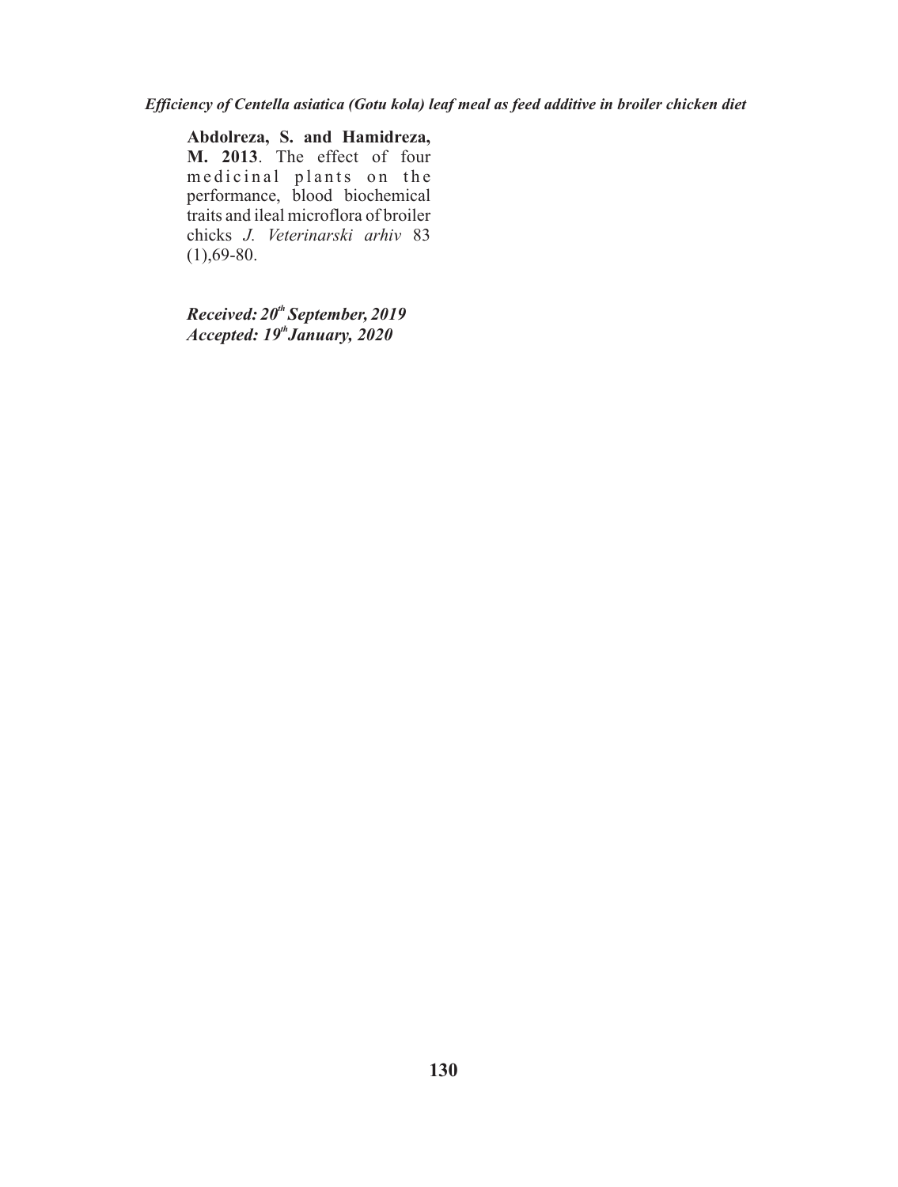**Abdolreza, S. and Hamidreza, M. 2013**. The effect of four medicinal plants on the performance, blood biochemical traits and ileal microflora of broiler chicks *J. Veterinarski arhiv* 83 (1),69-80.

***Received: 20th September, 2019***
***Accepted: 19th January, 2020***